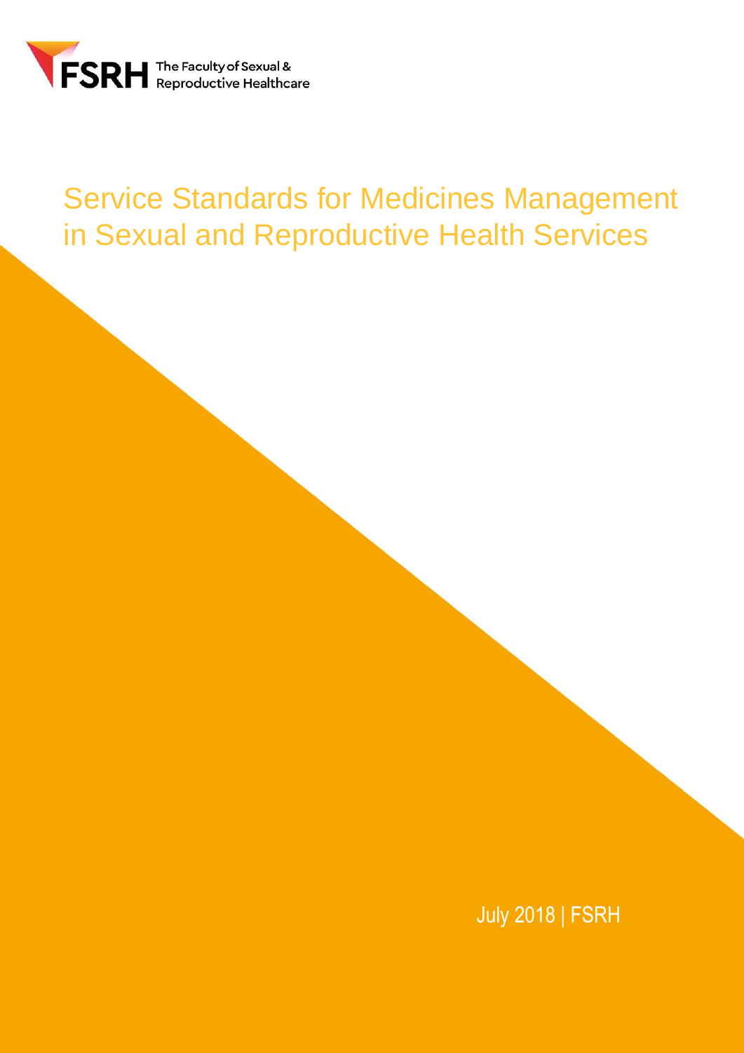FSRH The Faculty of Sexual & Reproductive Healthcare

# Service Standards for Medicines Management in Sexual and Reproductive Health Services

July 2018 | FSRH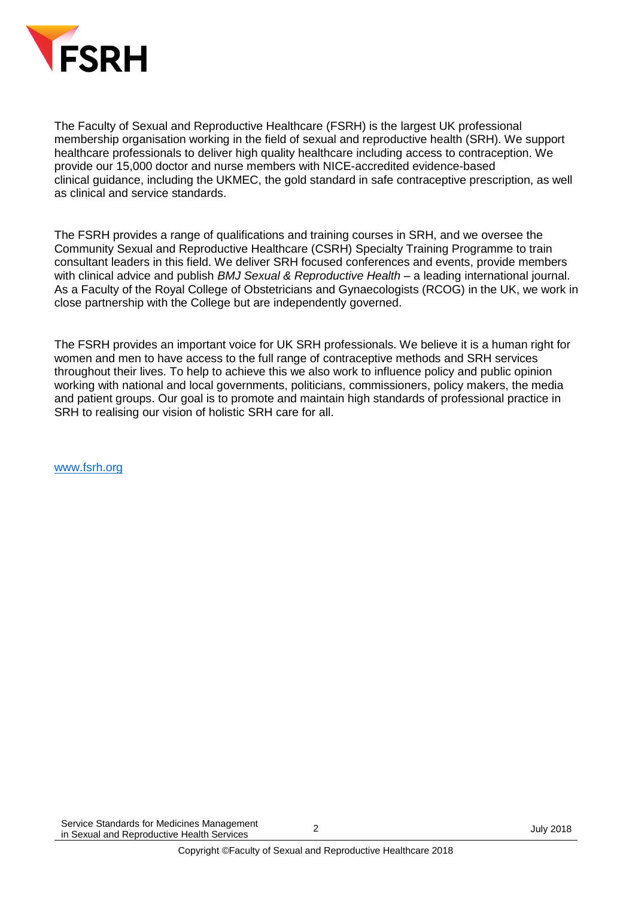FSRH

The Faculty of Sexual and Reproductive Healthcare (FSRH) is the largest UK professional membership organisation working in the field of sexual and reproductive health (SRH). We support healthcare professionals to deliver high quality healthcare including access to contraception. We provide our 15,000 doctor and nurse members with NICE-accredited evidence-based clinical guidance, including the UKMEC, the gold standard in safe contraceptive prescription, as well as clinical and service standards.

The FSRH provides a range of qualifications and training courses in SRH, and we oversee the Community Sexual and Reproductive Healthcare (CSRH) Specialty Training Programme to train consultant leaders in this field. We deliver SRH focused conferences and events, provide members with clinical advice and publish *BMJ Sexual & Reproductive Health* – a leading international journal. As a Faculty of the Royal College of Obstetricians and Gynaecologists (RCOG) in the UK, we work in close partnership with the College but are independently governed.

The FSRH provides an important voice for UK SRH professionals. We believe it is a human right for women and men to have access to the full range of contraceptive methods and SRH services throughout their lives. To help to achieve this we also work to influence policy and public opinion working with national and local governments, politicians, commissioners, policy makers, the media and patient groups. Our goal is to promote and maintain high standards of professional practice in SRH to realising our vision of holistic SRH care for all.

[www.fsrh.org](http://www.fsrh.org)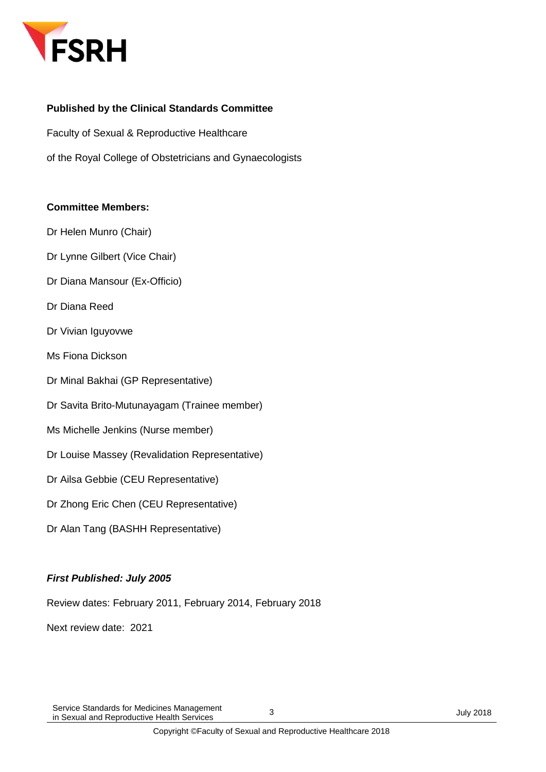**Published by the Clinical Standards Committee**

Faculty of Sexual & Reproductive Healthcare

of the Royal College of Obstetricians and Gynaecologists

**Committee Members:**

Dr Helen Munro (Chair)

Dr Lynne Gilbert (Vice Chair)

Dr Diana Mansour (Ex-Officio)

Dr Diana Reed

Dr Vivian Iguyovwe

Ms Fiona Dickson

Dr Minal Bakhai (GP Representative)

Dr Savita Brito-Mutunayagam (Trainee member)

Ms Michelle Jenkins (Nurse member)

Dr Louise Massey (Revalidation Representative)

Dr Ailsa Gebbie (CEU Representative)

Dr Zhong Eric Chen (CEU Representative)

Dr Alan Tang (BASHH Representative)

***First Published: July 2005***

Review dates: February 2011, February 2014, February 2018

Next review date: 2021

Copyright ©Faculty of Sexual and Reproductive Healthcare 2018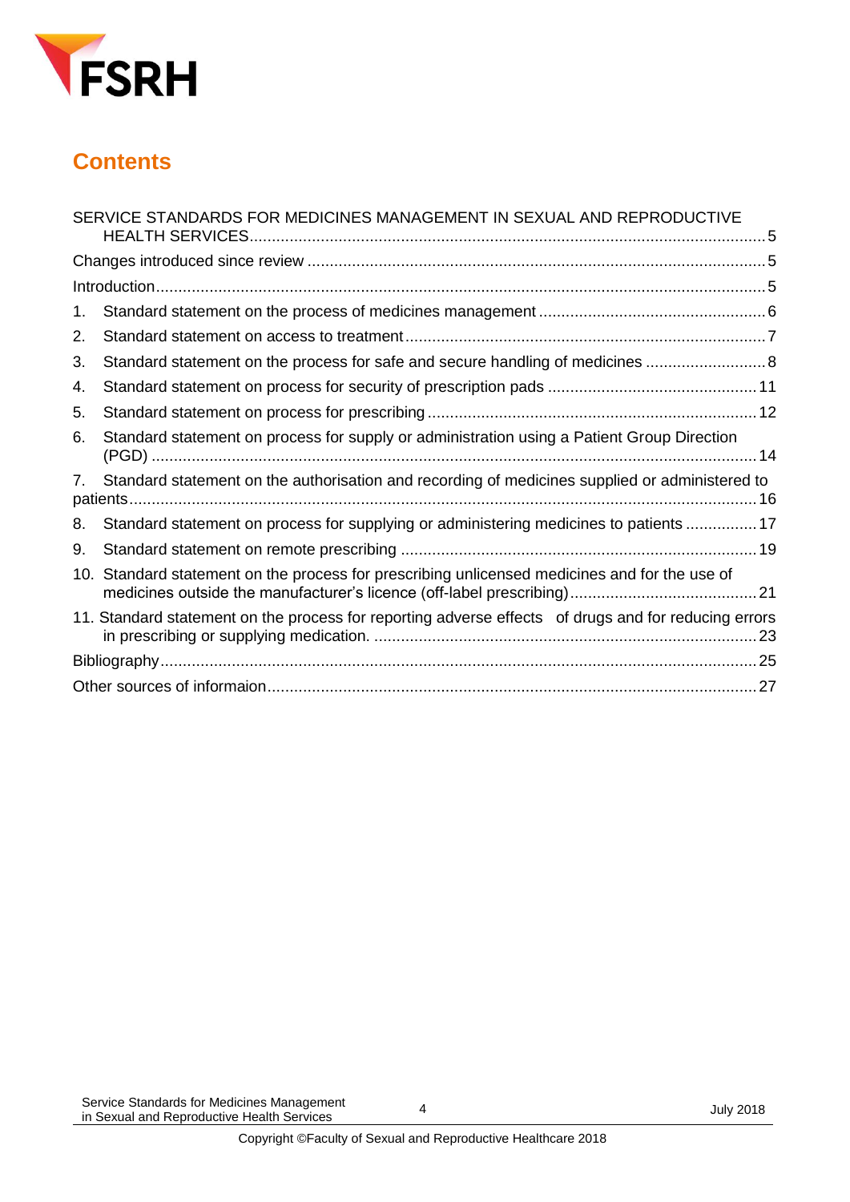# Contents

SERVICE STANDARDS FOR MEDICINES MANAGEMENT IN SEXUAL AND REPRODUCTIVE HEALTH SERVICES .......... 5

Changes introduced since review .......... 5

Introduction .......... 5

1. Standard statement on the process of medicines management .......... 6
2. Standard statement on access to treatment .......... 7
3. Standard statement on the process for safe and secure handling of medicines .......... 8
4. Standard statement on process for security of prescription pads .......... 11
5. Standard statement on process for prescribing .......... 12
6. Standard statement on process for supply or administration using a Patient Group Direction (PGD) .......... 14
7. Standard statement on the authorisation and recording of medicines supplied or administered to patients .......... 16
8. Standard statement on process for supplying or administering medicines to patients .......... 17
9. Standard statement on remote prescribing .......... 19
10. Standard statement on the process for prescribing unlicensed medicines and for the use of medicines outside the manufacturer's licence (off-label prescribing) .......... 21
11. Standard statement on the process for reporting adverse effects of drugs and for reducing errors in prescribing or supplying medication. .......... 23

Bibliography .......... 25

Other sources of informaion .......... 27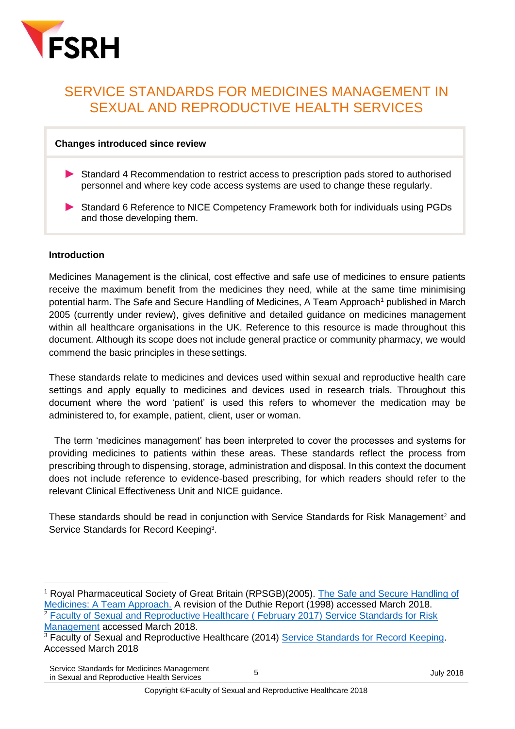FSRH

# SERVICE STANDARDS FOR MEDICINES MANAGEMENT IN SEXUAL AND REPRODUCTIVE HEALTH SERVICES

**Changes introduced since review**

- Standard 4 Recommendation to restrict access to prescription pads stored to authorised personnel and where key code access systems are used to change these regularly.
- Standard 6 Reference to NICE Competency Framework both for individuals using PGDs and those developing them.

**Introduction**

Medicines Management is the clinical, cost effective and safe use of medicines to ensure patients receive the maximum benefit from the medicines they need, while at the same time minimising potential harm. The Safe and Secure Handling of Medicines, A Team Approach[1] published in March 2005 (currently under review), gives definitive and detailed guidance on medicines management within all healthcare organisations in the UK. Reference to this resource is made throughout this document. Although its scope does not include general practice or community pharmacy, we would commend the basic principles in these settings.

These standards relate to medicines and devices used within sexual and reproductive health care settings and apply equally to medicines and devices used in research trials. Throughout this document where the word 'patient' is used this refers to whomever the medication may be administered to, for example, patient, client, user or woman.

The term 'medicines management' has been interpreted to cover the processes and systems for providing medicines to patients within these areas. These standards reflect the process from prescribing through to dispensing, storage, administration and disposal. In this context the document does not include reference to evidence-based prescribing, for which readers should refer to the relevant Clinical Effectiveness Unit and NICE guidance.

These standards should be read in conjunction with Service Standards for Risk Management[2] and Service Standards for Record Keeping[3].

---

[1] Royal Pharmaceutical Society of Great Britain (RPSGB)(2005). The Safe and Secure Handling of Medicines: A Team Approach. A revision of the Duthie Report (1998) accessed March 2018.

[2] Faculty of Sexual and Reproductive Healthcare ( February 2017) Service Standards for Risk Management accessed March 2018.

[3] Faculty of Sexual and Reproductive Healthcare (2014) Service Standards for Record Keeping. Accessed March 2018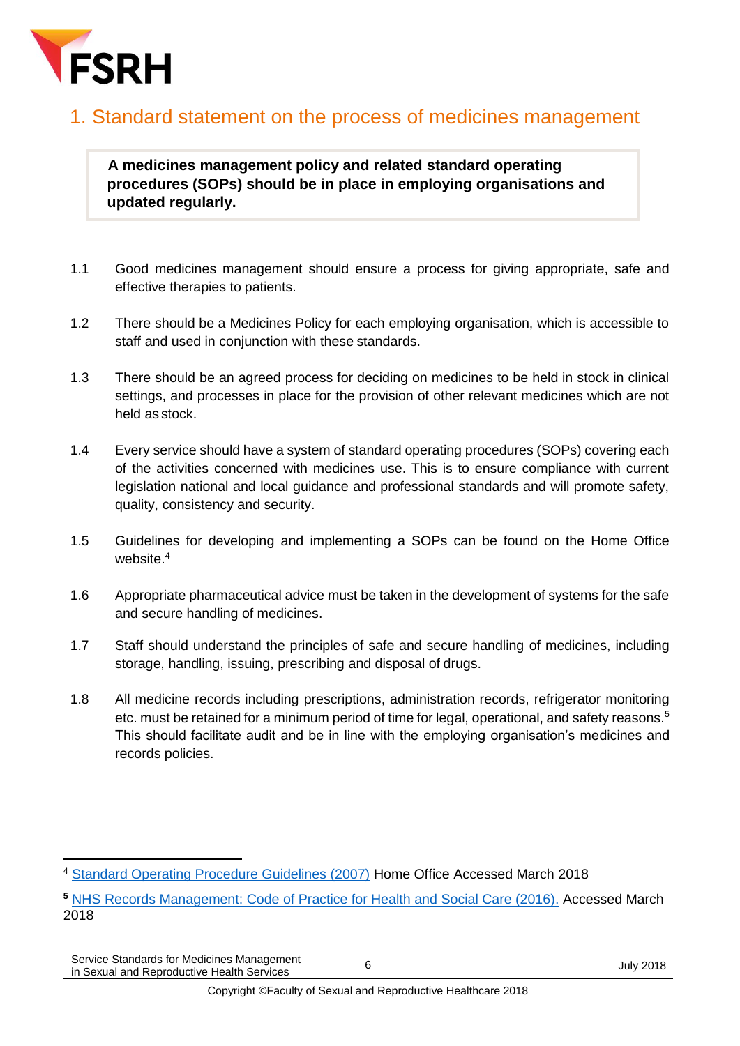# 1. Standard statement on the process of medicines management

**A medicines management policy and related standard operating procedures (SOPs) should be in place in employing organisations and updated regularly.**

1.1 Good medicines management should ensure a process for giving appropriate, safe and effective therapies to patients.

1.2 There should be a Medicines Policy for each employing organisation, which is accessible to staff and used in conjunction with these standards.

1.3 There should be an agreed process for deciding on medicines to be held in stock in clinical settings, and processes in place for the provision of other relevant medicines which are not held as stock.

1.4 Every service should have a system of standard operating procedures (SOPs) covering each of the activities concerned with medicines use. This is to ensure compliance with current legislation national and local guidance and professional standards and will promote safety, quality, consistency and security.

1.5 Guidelines for developing and implementing a SOPs can be found on the Home Office website.[4]

1.6 Appropriate pharmaceutical advice must be taken in the development of systems for the safe and secure handling of medicines.

1.7 Staff should understand the principles of safe and secure handling of medicines, including storage, handling, issuing, prescribing and disposal of drugs.

1.8 All medicine records including prescriptions, administration records, refrigerator monitoring etc. must be retained for a minimum period of time for legal, operational, and safety reasons.[5] This should facilitate audit and be in line with the employing organisation's medicines and records policies.

---

[4] Standard Operating Procedure Guidelines (2007) Home Office Accessed March 2018

[5] NHS Records Management: Code of Practice for Health and Social Care (2016). Accessed March 2018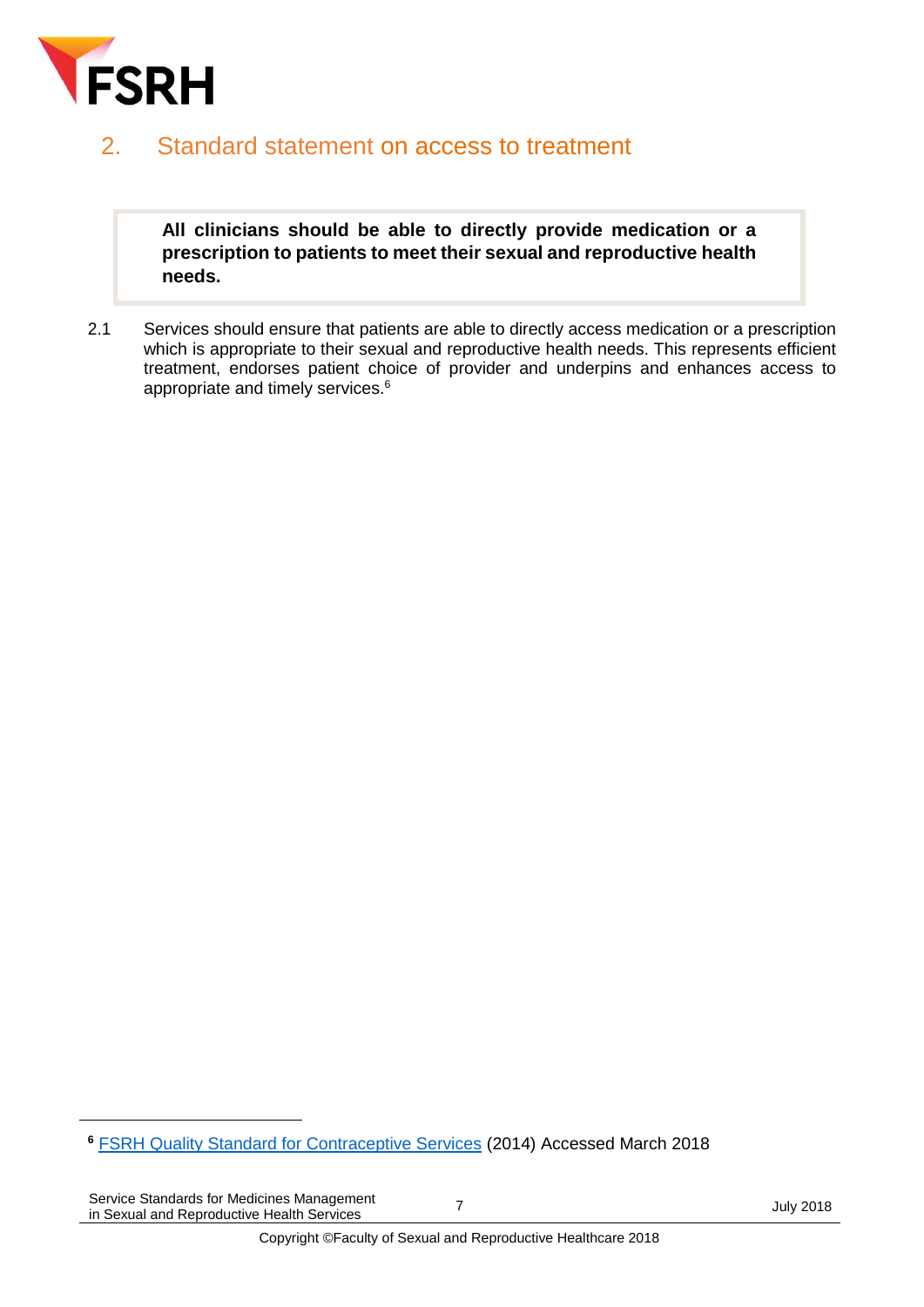## 2. Standard statement on access to treatment

> **All clinicians should be able to directly provide medication or a prescription to patients to meet their sexual and reproductive health needs.**

2.1 Services should ensure that patients are able to directly access medication or a prescription which is appropriate to their sexual and reproductive health needs. This represents efficient treatment, endorses patient choice of provider and underpins and enhances access to appropriate and timely services.[6]

---

[6] FSRH Quality Standard for Contraceptive Services (2014) Accessed March 2018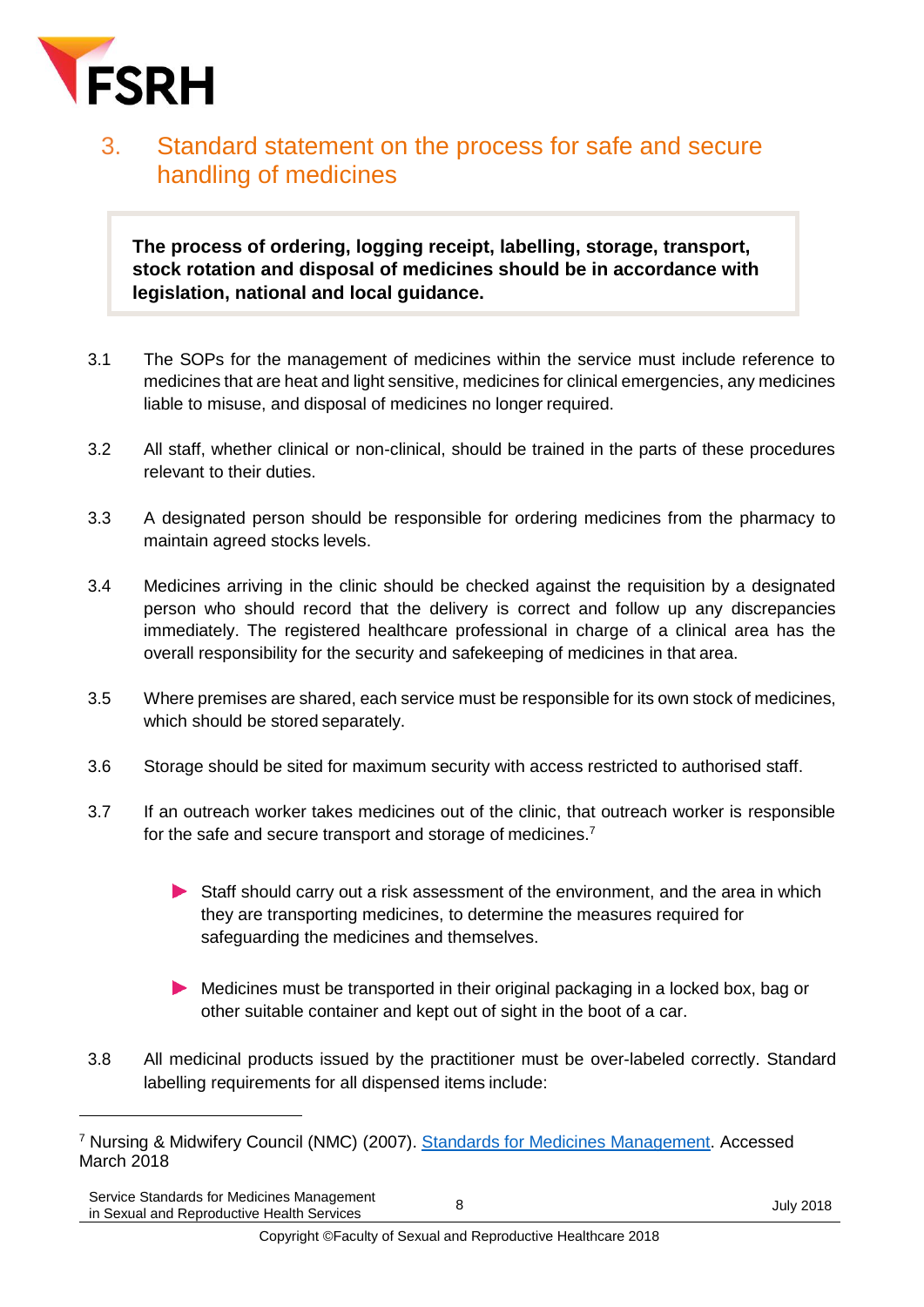## 3. Standard statement on the process for safe and secure handling of medicines

> **The process of ordering, logging receipt, labelling, storage, transport, stock rotation and disposal of medicines should be in accordance with legislation, national and local guidance.**

3.1 The SOPs for the management of medicines within the service must include reference to medicines that are heat and light sensitive, medicines for clinical emergencies, any medicines liable to misuse, and disposal of medicines no longer required.

3.2 All staff, whether clinical or non-clinical, should be trained in the parts of these procedures relevant to their duties.

3.3 A designated person should be responsible for ordering medicines from the pharmacy to maintain agreed stocks levels.

3.4 Medicines arriving in the clinic should be checked against the requisition by a designated person who should record that the delivery is correct and follow up any discrepancies immediately. The registered healthcare professional in charge of a clinical area has the overall responsibility for the security and safekeeping of medicines in that area.

3.5 Where premises are shared, each service must be responsible for its own stock of medicines, which should be stored separately.

3.6 Storage should be sited for maximum security with access restricted to authorised staff.

3.7 If an outreach worker takes medicines out of the clinic, that outreach worker is responsible for the safe and secure transport and storage of medicines.[7]

- Staff should carry out a risk assessment of the environment, and the area in which they are transporting medicines, to determine the measures required for safeguarding the medicines and themselves.
- Medicines must be transported in their original packaging in a locked box, bag or other suitable container and kept out of sight in the boot of a car.

3.8 All medicinal products issued by the practitioner must be over-labeled correctly. Standard labelling requirements for all dispensed items include:

---

[7] Nursing & Midwifery Council (NMC) (2007). [Standards for Medicines Management](). Accessed March 2018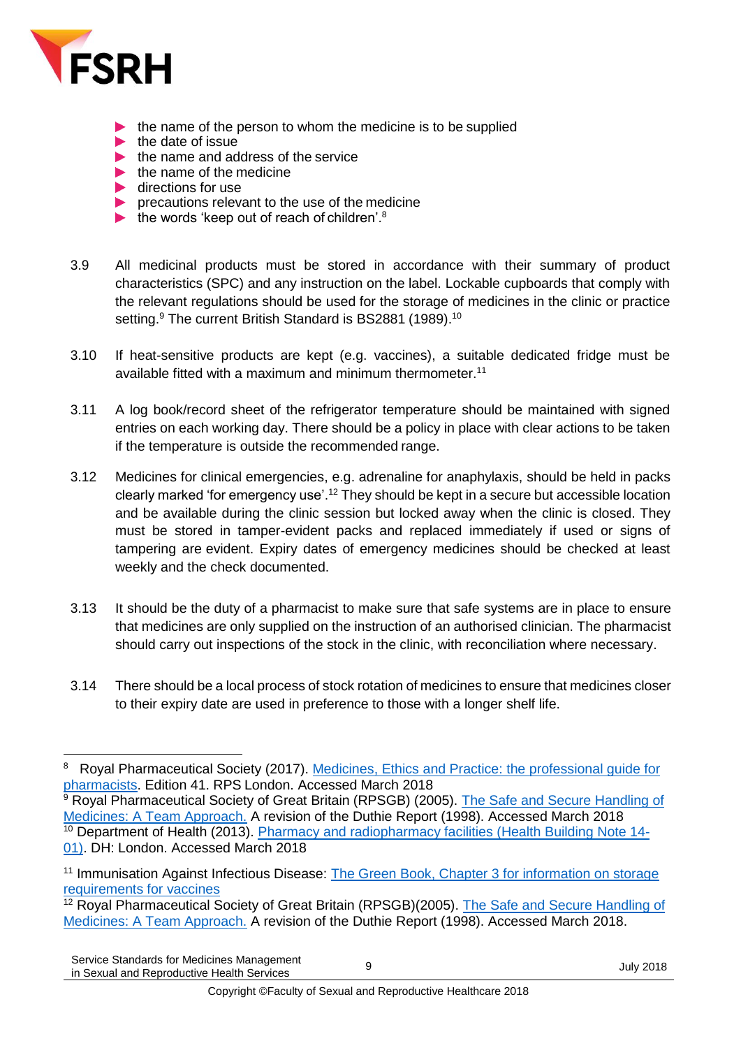- the name of the person to whom the medicine is to be supplied
- the date of issue
- the name and address of the service
- the name of the medicine
- directions for use
- precautions relevant to the use of the medicine
- the words 'keep out of reach of children'.[8]

3.9 All medicinal products must be stored in accordance with their summary of product characteristics (SPC) and any instruction on the label. Lockable cupboards that comply with the relevant regulations should be used for the storage of medicines in the clinic or practice setting.[9] The current British Standard is BS2881 (1989).[10]

3.10 If heat-sensitive products are kept (e.g. vaccines), a suitable dedicated fridge must be available fitted with a maximum and minimum thermometer.[11]

3.11 A log book/record sheet of the refrigerator temperature should be maintained with signed entries on each working day. There should be a policy in place with clear actions to be taken if the temperature is outside the recommended range.

3.12 Medicines for clinical emergencies, e.g. adrenaline for anaphylaxis, should be held in packs clearly marked 'for emergency use'.[12] They should be kept in a secure but accessible location and be available during the clinic session but locked away when the clinic is closed. They must be stored in tamper-evident packs and replaced immediately if used or signs of tampering are evident. Expiry dates of emergency medicines should be checked at least weekly and the check documented.

3.13 It should be the duty of a pharmacist to make sure that safe systems are in place to ensure that medicines are only supplied on the instruction of an authorised clinician. The pharmacist should carry out inspections of the stock in the clinic, with reconciliation where necessary.

3.14 There should be a local process of stock rotation of medicines to ensure that medicines closer to their expiry date are used in preference to those with a longer shelf life.

---

[8] Royal Pharmaceutical Society (2017). Medicines, Ethics and Practice: the professional guide for pharmacists. Edition 41. RPS London. Accessed March 2018

[9] Royal Pharmaceutical Society of Great Britain (RPSGB) (2005). The Safe and Secure Handling of Medicines: A Team Approach. A revision of the Duthie Report (1998). Accessed March 2018

[10] Department of Health (2013). Pharmacy and radiopharmacy facilities (Health Building Note 14-01). DH: London. Accessed March 2018

[11] Immunisation Against Infectious Disease: The Green Book, Chapter 3 for information on storage requirements for vaccines

[12] Royal Pharmaceutical Society of Great Britain (RPSGB)(2005). The Safe and Secure Handling of Medicines: A Team Approach. A revision of the Duthie Report (1998). Accessed March 2018.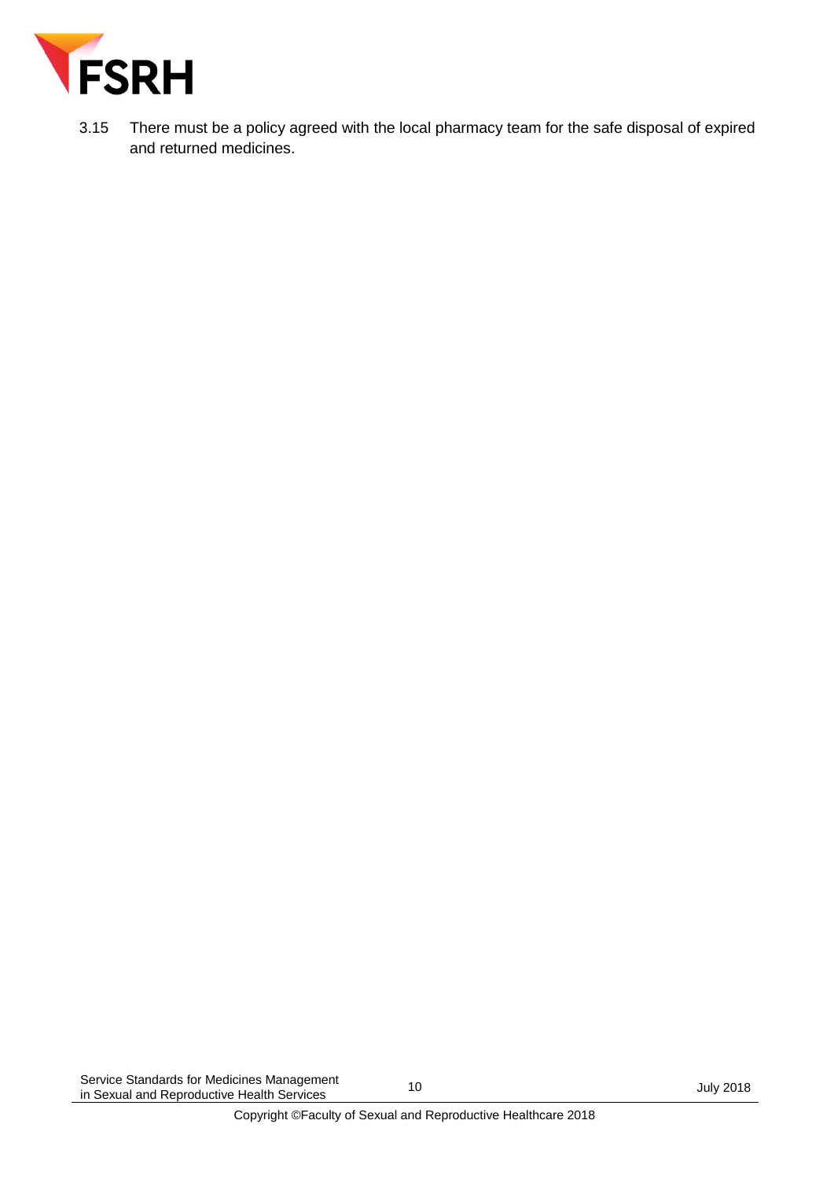3.15 There must be a policy agreed with the local pharmacy team for the safe disposal of expired and returned medicines.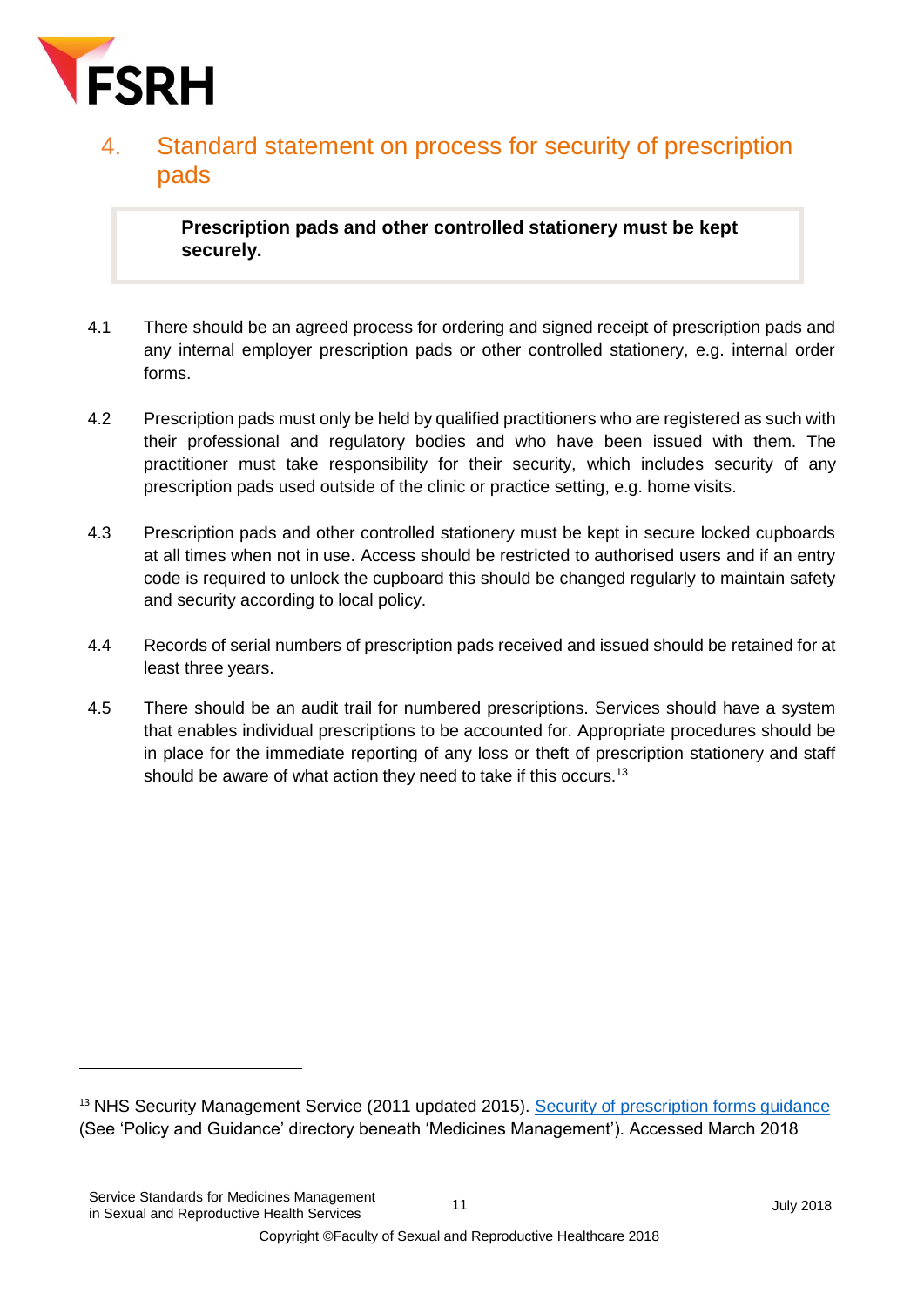## 4. Standard statement on process for security of prescription pads

> **Prescription pads and other controlled stationery must be kept securely.**

4.1 There should be an agreed process for ordering and signed receipt of prescription pads and any internal employer prescription pads or other controlled stationery, e.g. internal order forms.

4.2 Prescription pads must only be held by qualified practitioners who are registered as such with their professional and regulatory bodies and who have been issued with them. The practitioner must take responsibility for their security, which includes security of any prescription pads used outside of the clinic or practice setting, e.g. home visits.

4.3 Prescription pads and other controlled stationery must be kept in secure locked cupboards at all times when not in use. Access should be restricted to authorised users and if an entry code is required to unlock the cupboard this should be changed regularly to maintain safety and security according to local policy.

4.4 Records of serial numbers of prescription pads received and issued should be retained for at least three years.

4.5 There should be an audit trail for numbered prescriptions. Services should have a system that enables individual prescriptions to be accounted for. Appropriate procedures should be in place for the immediate reporting of any loss or theft of prescription stationery and staff should be aware of what action they need to take if this occurs.[13]

---

[13] NHS Security Management Service (2011 updated 2015). Security of prescription forms guidance (See 'Policy and Guidance' directory beneath 'Medicines Management'). Accessed March 2018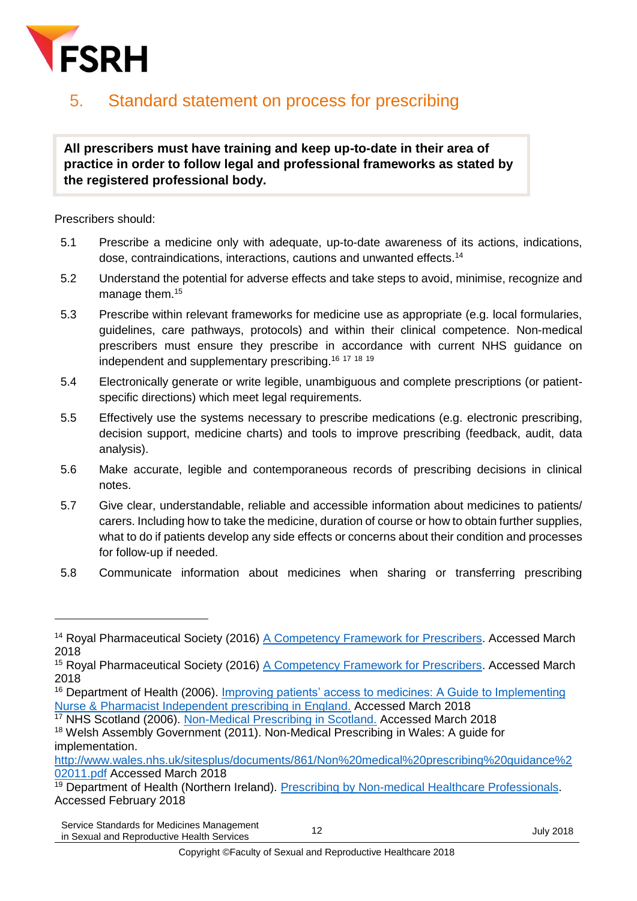## 5. Standard statement on process for prescribing

**All prescribers must have training and keep up-to-date in their area of practice in order to follow legal and professional frameworks as stated by the registered professional body.**

Prescribers should:

5.1 Prescribe a medicine only with adequate, up-to-date awareness of its actions, indications, dose, contraindications, interactions, cautions and unwanted effects.[14]

5.2 Understand the potential for adverse effects and take steps to avoid, minimise, recognize and manage them.[15]

5.3 Prescribe within relevant frameworks for medicine use as appropriate (e.g. local formularies, guidelines, care pathways, protocols) and within their clinical competence. Non-medical prescribers must ensure they prescribe in accordance with current NHS guidance on independent and supplementary prescribing.[16] [17] [18] [19]

5.4 Electronically generate or write legible, unambiguous and complete prescriptions (or patient-specific directions) which meet legal requirements.

5.5 Effectively use the systems necessary to prescribe medications (e.g. electronic prescribing, decision support, medicine charts) and tools to improve prescribing (feedback, audit, data analysis).

5.6 Make accurate, legible and contemporaneous records of prescribing decisions in clinical notes.

5.7 Give clear, understandable, reliable and accessible information about medicines to patients/ carers. Including how to take the medicine, duration of course or how to obtain further supplies, what to do if patients develop any side effects or concerns about their condition and processes for follow-up if needed.

5.8 Communicate information about medicines when sharing or transferring prescribing

---

[14] Royal Pharmaceutical Society (2016) A Competency Framework for Prescribers. Accessed March 2018

[15] Royal Pharmaceutical Society (2016) A Competency Framework for Prescribers. Accessed March 2018

[16] Department of Health (2006). Improving patients' access to medicines: A Guide to Implementing Nurse & Pharmacist Independent prescribing in England. Accessed March 2018

[17] NHS Scotland (2006). Non-Medical Prescribing in Scotland. Accessed March 2018

[18] Welsh Assembly Government (2011). Non-Medical Prescribing in Wales: A guide for implementation. http://www.wales.nhs.uk/sitesplus/documents/861/Non%20medical%20prescribing%20guidance%202011.pdf Accessed March 2018

[19] Department of Health (Northern Ireland). Prescribing by Non-medical Healthcare Professionals. Accessed February 2018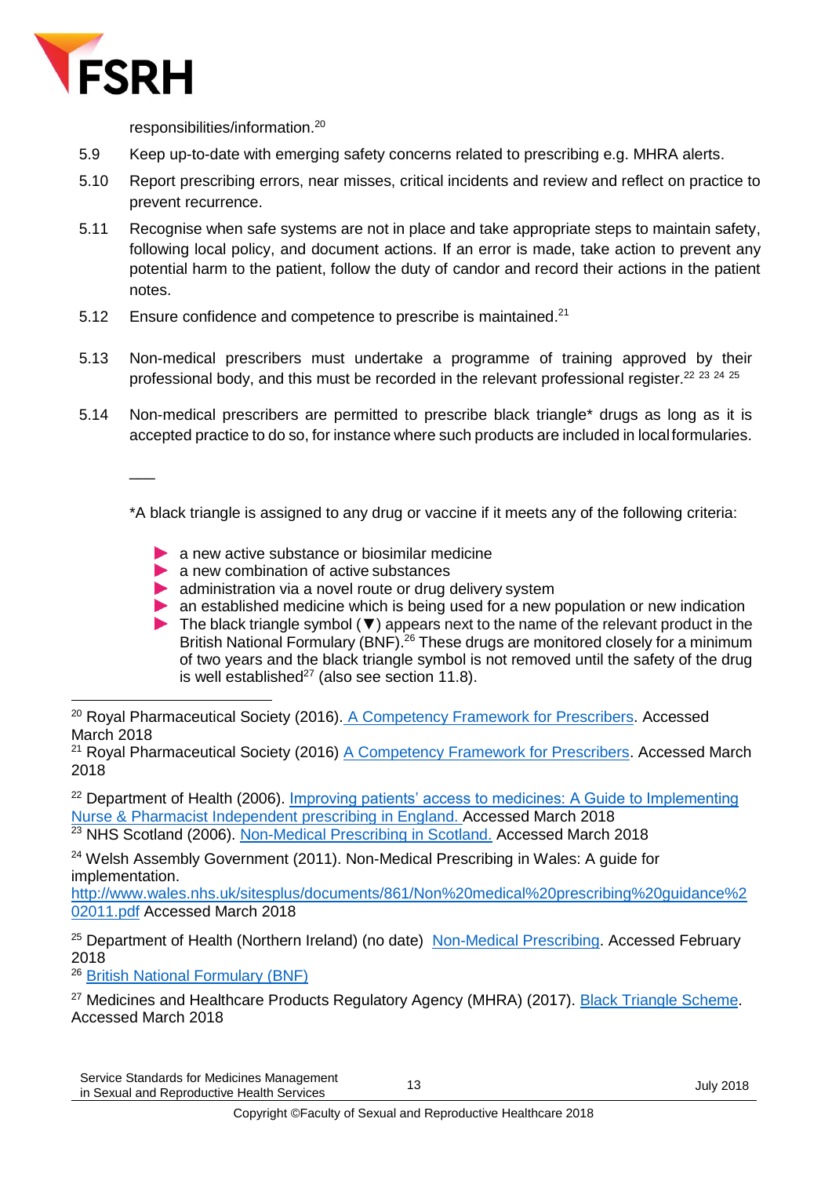responsibilities/information.[20]

5.9 Keep up-to-date with emerging safety concerns related to prescribing e.g. MHRA alerts.

5.10 Report prescribing errors, near misses, critical incidents and review and reflect on practice to prevent recurrence.

5.11 Recognise when safe systems are not in place and take appropriate steps to maintain safety, following local policy, and document actions. If an error is made, take action to prevent any potential harm to the patient, follow the duty of candor and record their actions in the patient notes.

5.12 Ensure confidence and competence to prescribe is maintained.[21]

5.13 Non-medical prescribers must undertake a programme of training approved by their professional body, and this must be recorded in the relevant professional register.[22] [23] [24] [25]

5.14 Non-medical prescribers are permitted to prescribe black triangle* drugs as long as it is accepted practice to do so, for instance where such products are included in local formularies.

___

*A black triangle is assigned to any drug or vaccine if it meets any of the following criteria:

- a new active substance or biosimilar medicine
- a new combination of active substances
- administration via a novel route or drug delivery system
- an established medicine which is being used for a new population or new indication
- The black triangle symbol (▼) appears next to the name of the relevant product in the British National Formulary (BNF).[26] These drugs are monitored closely for a minimum of two years and the black triangle symbol is not removed until the safety of the drug is well established[27] (also see section 11.8).

---

[20] Royal Pharmaceutical Society (2016). A Competency Framework for Prescribers. Accessed March 2018

[21] Royal Pharmaceutical Society (2016) A Competency Framework for Prescribers. Accessed March 2018

[22] Department of Health (2006). Improving patients' access to medicines: A Guide to Implementing Nurse & Pharmacist Independent prescribing in England. Accessed March 2018

[23] NHS Scotland (2006). Non-Medical Prescribing in Scotland. Accessed March 2018

[24] Welsh Assembly Government (2011). Non-Medical Prescribing in Wales: A guide for implementation. http://www.wales.nhs.uk/sitesplus/documents/861/Non%20medical%20prescribing%20guidance%202011.pdf Accessed March 2018

[25] Department of Health (Northern Ireland) (no date) Non-Medical Prescribing. Accessed February 2018

[26] British National Formulary (BNF)

[27] Medicines and Healthcare Products Regulatory Agency (MHRA) (2017). Black Triangle Scheme. Accessed March 2018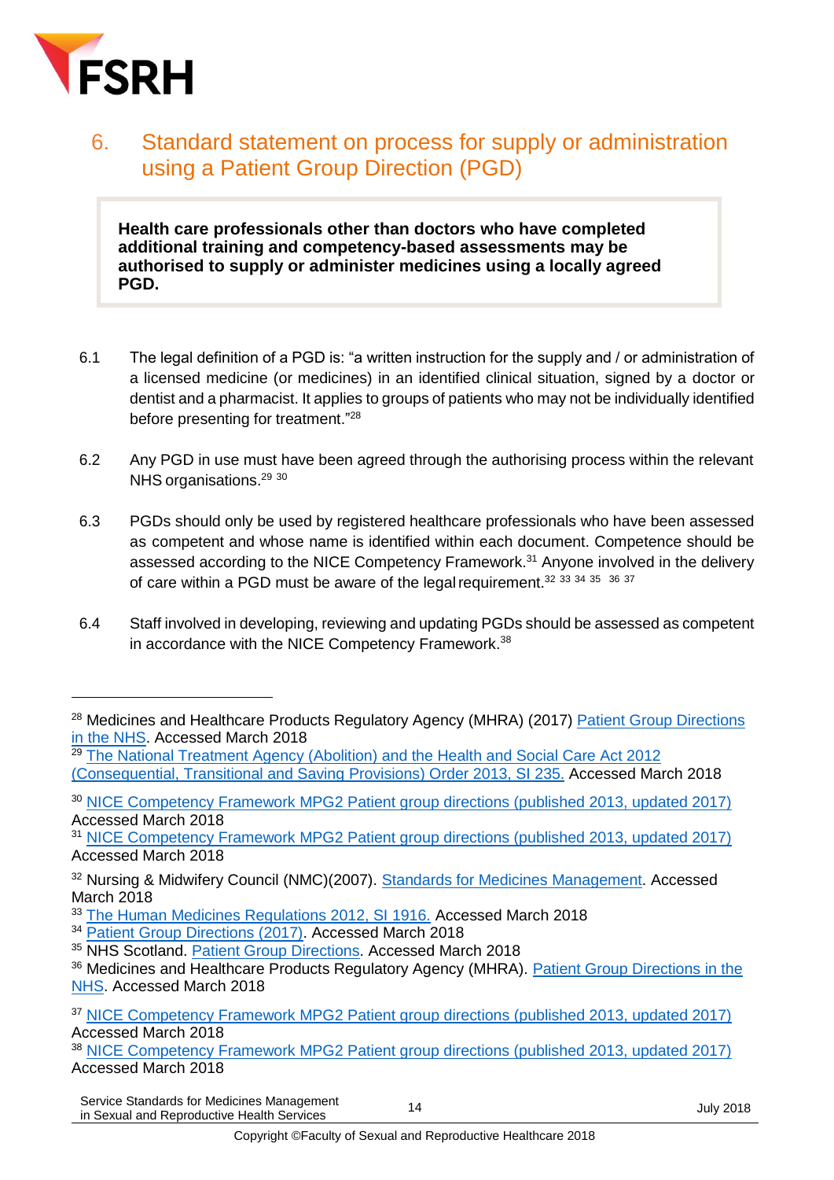## 6. Standard statement on process for supply or administration using a Patient Group Direction (PGD)

**Health care professionals other than doctors who have completed additional training and competency-based assessments may be authorised to supply or administer medicines using a locally agreed PGD.**

6.1 The legal definition of a PGD is: "a written instruction for the supply and / or administration of a licensed medicine (or medicines) in an identified clinical situation, signed by a doctor or dentist and a pharmacist. It applies to groups of patients who may not be individually identified before presenting for treatment."[28]

6.2 Any PGD in use must have been agreed through the authorising process within the relevant NHS organisations.[29] [30]

6.3 PGDs should only be used by registered healthcare professionals who have been assessed as competent and whose name is identified within each document. Competence should be assessed according to the NICE Competency Framework.[31] Anyone involved in the delivery of care within a PGD must be aware of the legal requirement.[32] [33] [34] [35] [36] [37]

6.4 Staff involved in developing, reviewing and updating PGDs should be assessed as competent in accordance with the NICE Competency Framework.[38]

---

[28] Medicines and Healthcare Products Regulatory Agency (MHRA) (2017) Patient Group Directions in the NHS. Accessed March 2018

[29] The National Treatment Agency (Abolition) and the Health and Social Care Act 2012 (Consequential, Transitional and Saving Provisions) Order 2013, SI 235. Accessed March 2018

[30] NICE Competency Framework MPG2 Patient group directions (published 2013, updated 2017) Accessed March 2018

[31] NICE Competency Framework MPG2 Patient group directions (published 2013, updated 2017) Accessed March 2018

[32] Nursing & Midwifery Council (NMC)(2007). Standards for Medicines Management. Accessed March 2018

[33] The Human Medicines Regulations 2012, SI 1916. Accessed March 2018

[34] Patient Group Directions (2017). Accessed March 2018

[35] NHS Scotland. Patient Group Directions. Accessed March 2018

[36] Medicines and Healthcare Products Regulatory Agency (MHRA). Patient Group Directions in the NHS. Accessed March 2018

[37] NICE Competency Framework MPG2 Patient group directions (published 2013, updated 2017) Accessed March 2018

[38] NICE Competency Framework MPG2 Patient group directions (published 2013, updated 2017) Accessed March 2018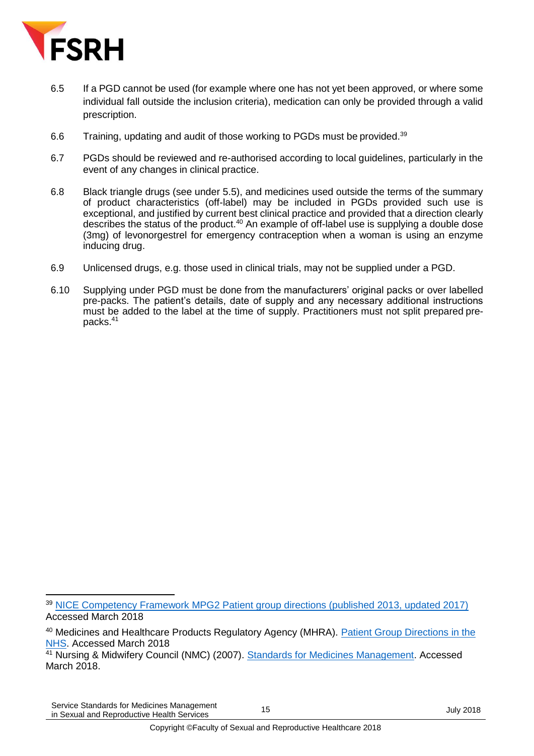6.5 If a PGD cannot be used (for example where one has not yet been approved, or where some individual fall outside the inclusion criteria), medication can only be provided through a valid prescription.

6.6 Training, updating and audit of those working to PGDs must be provided.[39]

6.7 PGDs should be reviewed and re-authorised according to local guidelines, particularly in the event of any changes in clinical practice.

6.8 Black triangle drugs (see under 5.5), and medicines used outside the terms of the summary of product characteristics (off-label) may be included in PGDs provided such use is exceptional, and justified by current best clinical practice and provided that a direction clearly describes the status of the product.[40] An example of off-label use is supplying a double dose (3mg) of levonorgestrel for emergency contraception when a woman is using an enzyme inducing drug.

6.9 Unlicensed drugs, e.g. those used in clinical trials, may not be supplied under a PGD.

6.10 Supplying under PGD must be done from the manufacturers' original packs or over labelled pre-packs. The patient's details, date of supply and any necessary additional instructions must be added to the label at the time of supply. Practitioners must not split prepared pre-packs.[41]

---

[39] NICE Competency Framework MPG2 Patient group directions (published 2013, updated 2017) Accessed March 2018

[40] Medicines and Healthcare Products Regulatory Agency (MHRA). Patient Group Directions in the NHS. Accessed March 2018

[41] Nursing & Midwifery Council (NMC) (2007). Standards for Medicines Management. Accessed March 2018.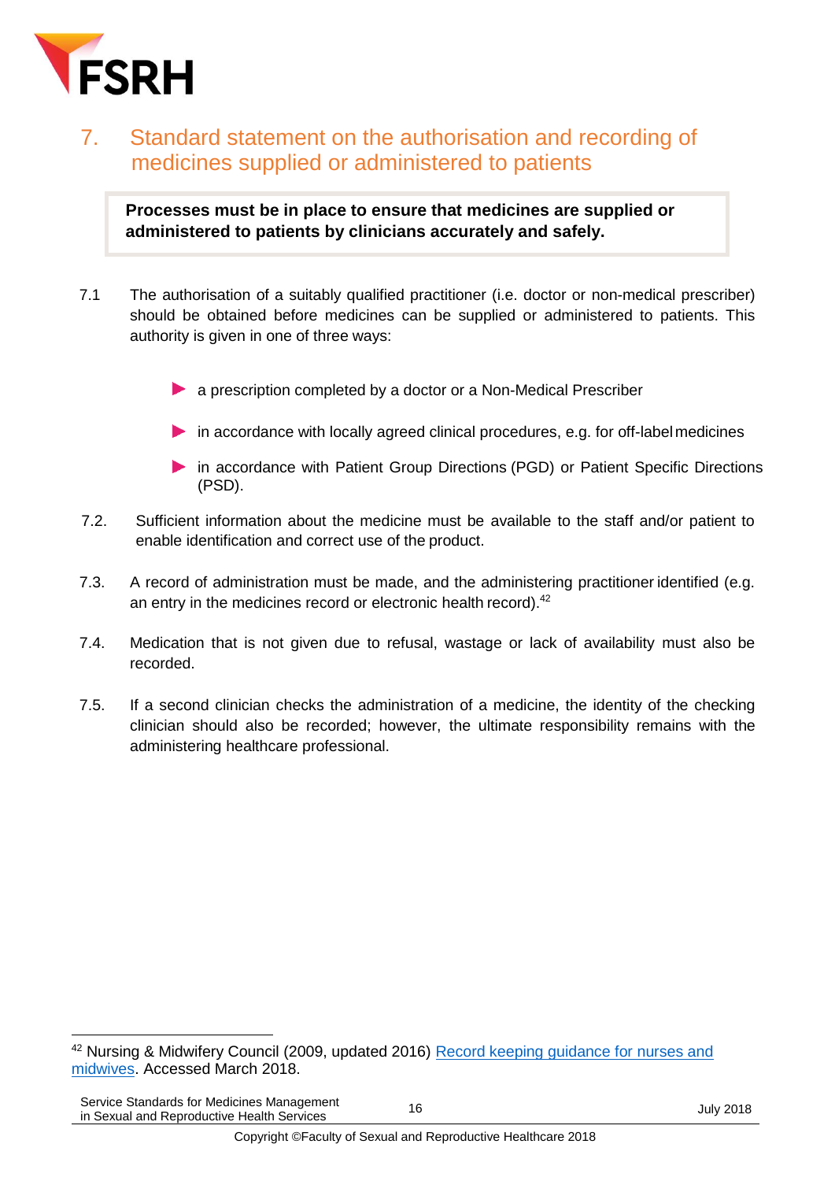## 7. Standard statement on the authorisation and recording of medicines supplied or administered to patients

**Processes must be in place to ensure that medicines are supplied or administered to patients by clinicians accurately and safely.**

7.1 The authorisation of a suitably qualified practitioner (i.e. doctor or non-medical prescriber) should be obtained before medicines can be supplied or administered to patients. This authority is given in one of three ways:

- a prescription completed by a doctor or a Non-Medical Prescriber
- in accordance with locally agreed clinical procedures, e.g. for off-label medicines
- in accordance with Patient Group Directions (PGD) or Patient Specific Directions (PSD).

7.2. Sufficient information about the medicine must be available to the staff and/or patient to enable identification and correct use of the product.

7.3. A record of administration must be made, and the administering practitioner identified (e.g. an entry in the medicines record or electronic health record).[42]

7.4. Medication that is not given due to refusal, wastage or lack of availability must also be recorded.

7.5. If a second clinician checks the administration of a medicine, the identity of the checking clinician should also be recorded; however, the ultimate responsibility remains with the administering healthcare professional.

---

[42] Nursing & Midwifery Council (2009, updated 2016) Record keeping guidance for nurses and midwives. Accessed March 2018.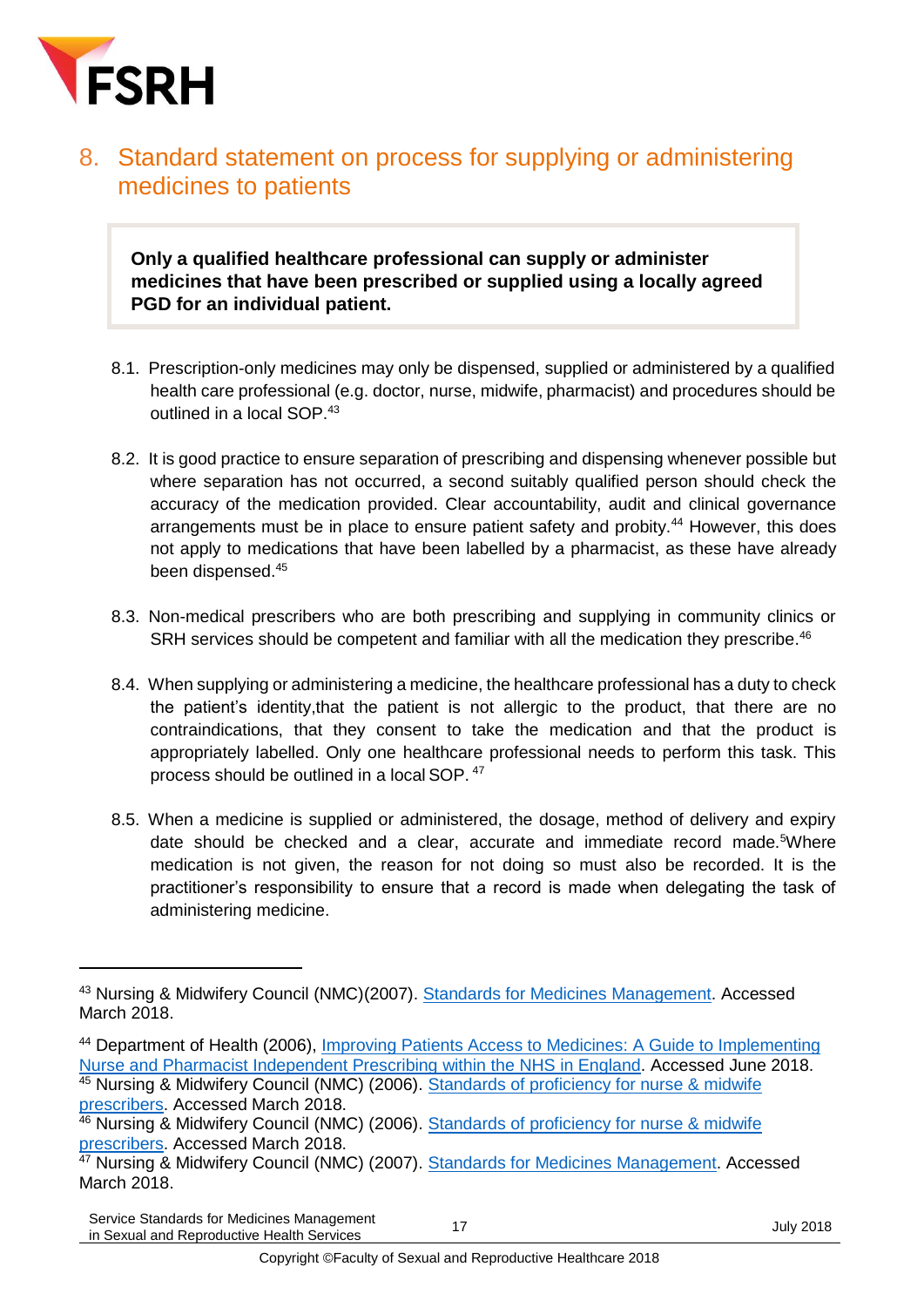## 8. Standard statement on process for supplying or administering medicines to patients

**Only a qualified healthcare professional can supply or administer medicines that have been prescribed or supplied using a locally agreed PGD for an individual patient.**

8.1. Prescription-only medicines may only be dispensed, supplied or administered by a qualified health care professional (e.g. doctor, nurse, midwife, pharmacist) and procedures should be outlined in a local SOP.[43]

8.2. It is good practice to ensure separation of prescribing and dispensing whenever possible but where separation has not occurred, a second suitably qualified person should check the accuracy of the medication provided. Clear accountability, audit and clinical governance arrangements must be in place to ensure patient safety and probity.[44] However, this does not apply to medications that have been labelled by a pharmacist, as these have already been dispensed.[45]

8.3. Non-medical prescribers who are both prescribing and supplying in community clinics or SRH services should be competent and familiar with all the medication they prescribe.[46]

8.4. When supplying or administering a medicine, the healthcare professional has a duty to check the patient's identity,that the patient is not allergic to the product, that there are no contraindications, that they consent to take the medication and that the product is appropriately labelled. Only one healthcare professional needs to perform this task. This process should be outlined in a local SOP. [47]

8.5. When a medicine is supplied or administered, the dosage, method of delivery and expiry date should be checked and a clear, accurate and immediate record made.[5]Where medication is not given, the reason for not doing so must also be recorded. It is the practitioner's responsibility to ensure that a record is made when delegating the task of administering medicine.

---

[43] Nursing & Midwifery Council (NMC)(2007). Standards for Medicines Management. Accessed March 2018.

[44] Department of Health (2006), Improving Patients Access to Medicines: A Guide to Implementing Nurse and Pharmacist Independent Prescribing within the NHS in England. Accessed June 2018.

[45] Nursing & Midwifery Council (NMC) (2006). Standards of proficiency for nurse & midwife prescribers. Accessed March 2018.

[46] Nursing & Midwifery Council (NMC) (2006). Standards of proficiency for nurse & midwife prescribers. Accessed March 2018.

[47] Nursing & Midwifery Council (NMC) (2007). Standards for Medicines Management. Accessed March 2018.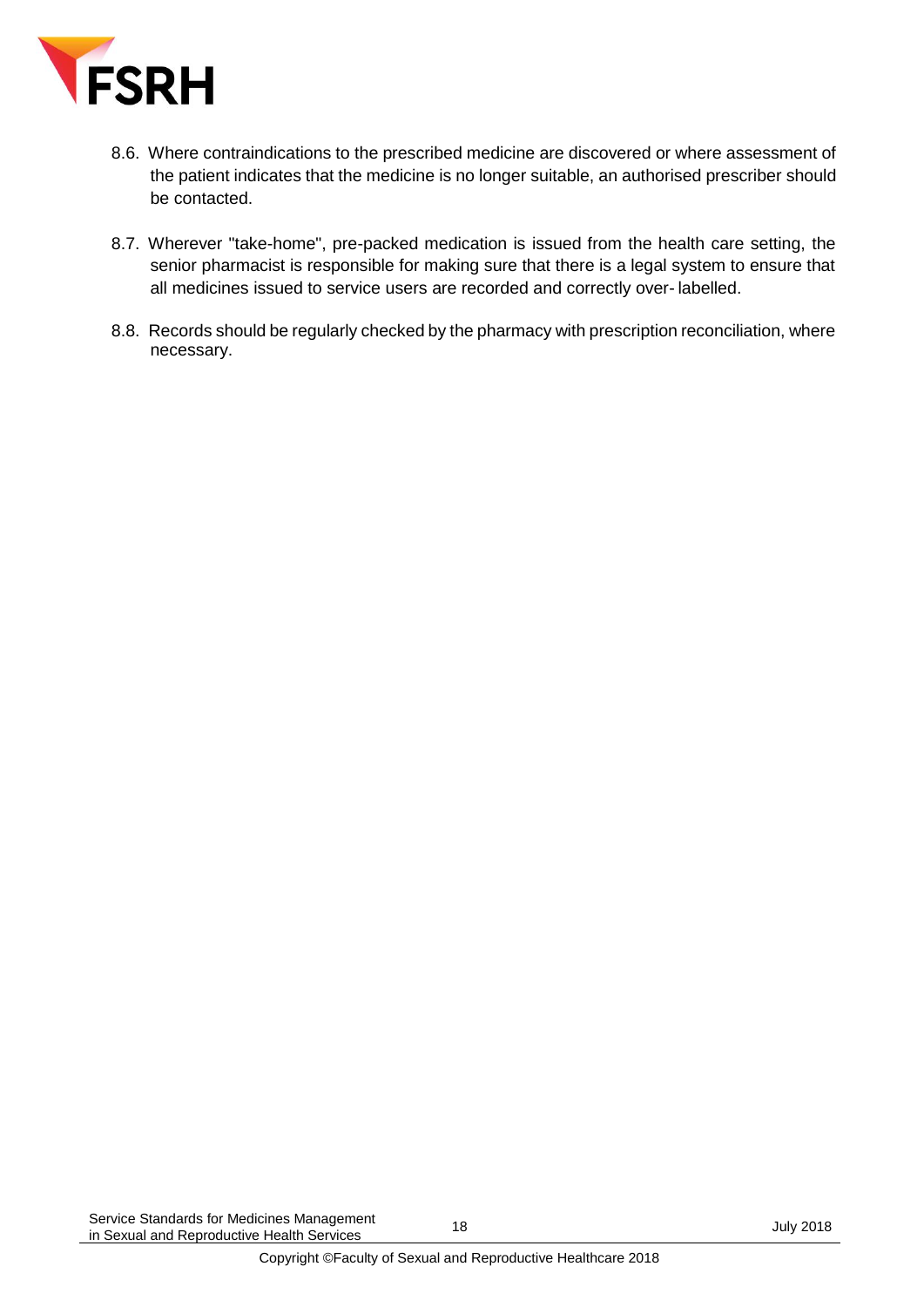8.6. Where contraindications to the prescribed medicine are discovered or where assessment of the patient indicates that the medicine is no longer suitable, an authorised prescriber should be contacted.

8.7. Wherever "take-home", pre-packed medication is issued from the health care setting, the senior pharmacist is responsible for making sure that there is a legal system to ensure that all medicines issued to service users are recorded and correctly over- labelled.

8.8. Records should be regularly checked by the pharmacy with prescription reconciliation, where necessary.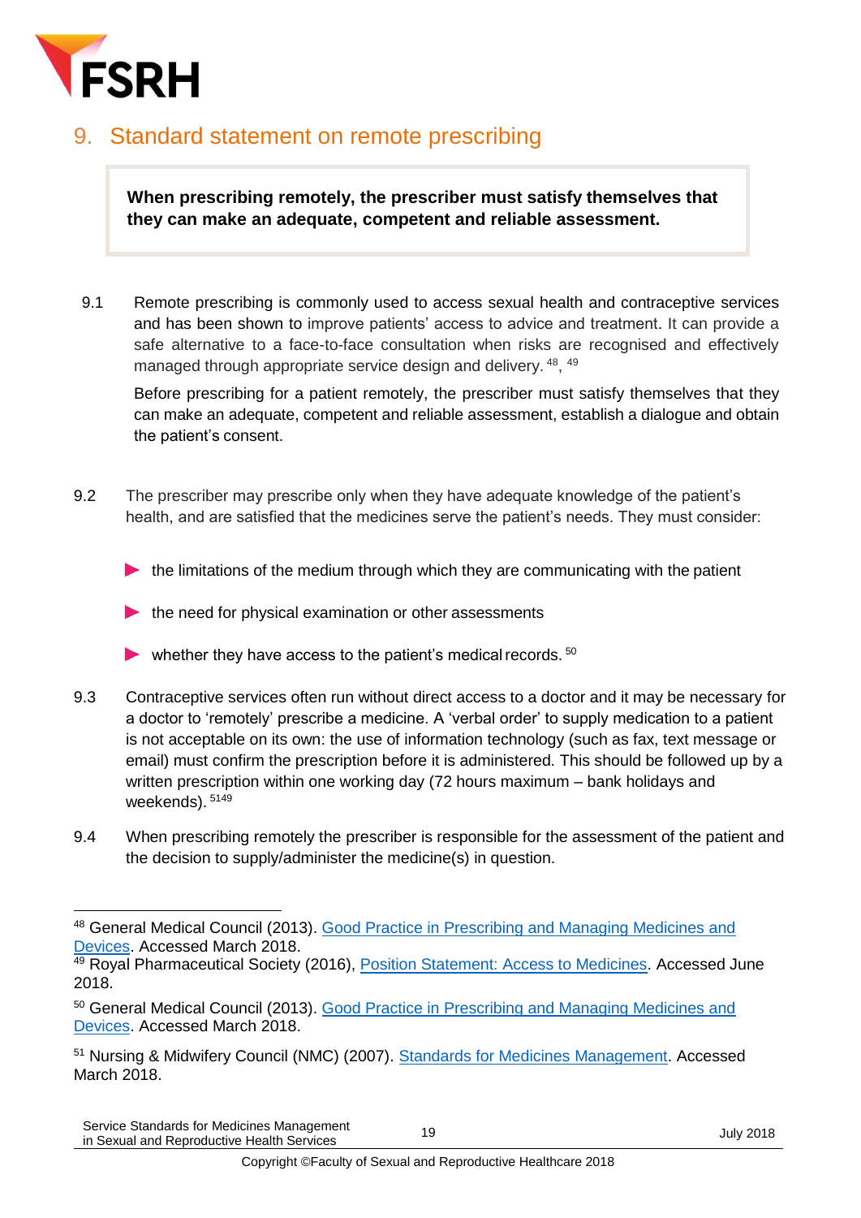## 9. Standard statement on remote prescribing

**When prescribing remotely, the prescriber must satisfy themselves that they can make an adequate, competent and reliable assessment.**

9.1 Remote prescribing is commonly used to access sexual health and contraceptive services and has been shown to improve patients' access to advice and treatment. It can provide a safe alternative to a face-to-face consultation when risks are recognised and effectively managed through appropriate service design and delivery.[48], [49]

Before prescribing for a patient remotely, the prescriber must satisfy themselves that they can make an adequate, competent and reliable assessment, establish a dialogue and obtain the patient's consent.

9.2 The prescriber may prescribe only when they have adequate knowledge of the patient's health, and are satisfied that the medicines serve the patient's needs. They must consider:

- the limitations of the medium through which they are communicating with the patient
- the need for physical examination or other assessments
- whether they have access to the patient's medical records.[50]

9.3 Contraceptive services often run without direct access to a doctor and it may be necessary for a doctor to 'remotely' prescribe a medicine. A 'verbal order' to supply medication to a patient is not acceptable on its own: the use of information technology (such as fax, text message or email) must confirm the prescription before it is administered. This should be followed up by a written prescription within one working day (72 hours maximum – bank holidays and weekends).[5149]

9.4 When prescribing remotely the prescriber is responsible for the assessment of the patient and the decision to supply/administer the medicine(s) in question.

---

[48] General Medical Council (2013). Good Practice in Prescribing and Managing Medicines and Devices. Accessed March 2018.

[49] Royal Pharmaceutical Society (2016), Position Statement: Access to Medicines. Accessed June 2018.

[50] General Medical Council (2013). Good Practice in Prescribing and Managing Medicines and Devices. Accessed March 2018.

[51] Nursing & Midwifery Council (NMC) (2007). Standards for Medicines Management. Accessed March 2018.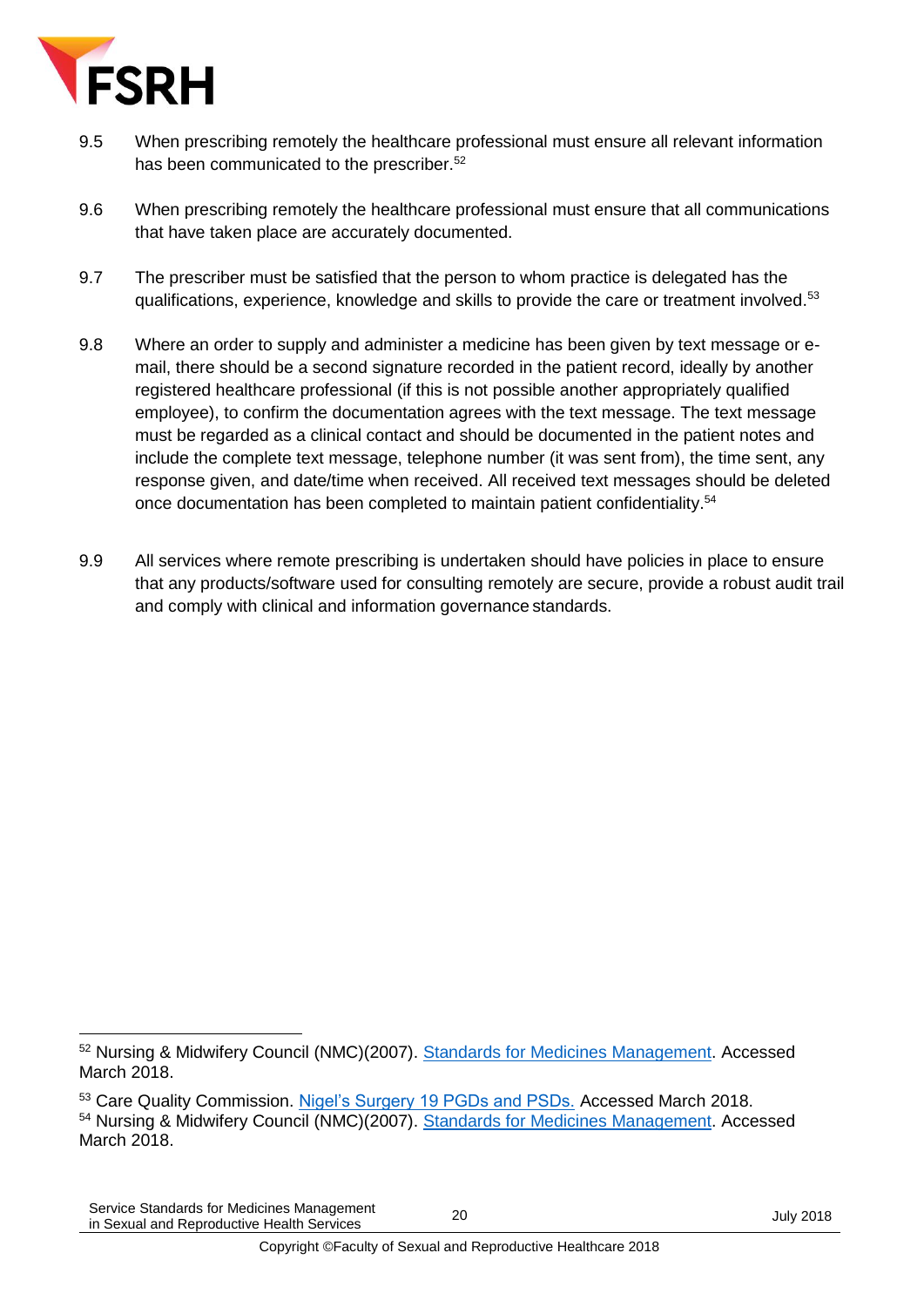9.5 When prescribing remotely the healthcare professional must ensure all relevant information has been communicated to the prescriber.[52]

9.6 When prescribing remotely the healthcare professional must ensure that all communications that have taken place are accurately documented.

9.7 The prescriber must be satisfied that the person to whom practice is delegated has the qualifications, experience, knowledge and skills to provide the care or treatment involved.[53]

9.8 Where an order to supply and administer a medicine has been given by text message or e-mail, there should be a second signature recorded in the patient record, ideally by another registered healthcare professional (if this is not possible another appropriately qualified employee), to confirm the documentation agrees with the text message. The text message must be regarded as a clinical contact and should be documented in the patient notes and include the complete text message, telephone number (it was sent from), the time sent, any response given, and date/time when received. All received text messages should be deleted once documentation has been completed to maintain patient confidentiality.[54]

9.9 All services where remote prescribing is undertaken should have policies in place to ensure that any products/software used for consulting remotely are secure, provide a robust audit trail and comply with clinical and information governance standards.

---

[52] Nursing & Midwifery Council (NMC)(2007). Standards for Medicines Management. Accessed March 2018.

[53] Care Quality Commission. Nigel's Surgery 19 PGDs and PSDs. Accessed March 2018.

[54] Nursing & Midwifery Council (NMC)(2007). Standards for Medicines Management. Accessed March 2018.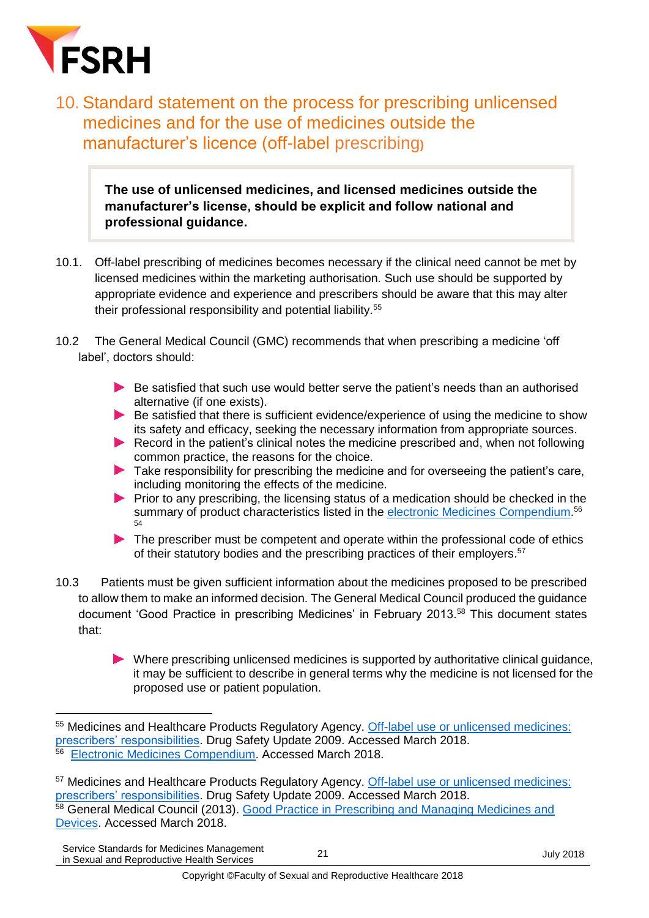## 10. Standard statement on the process for prescribing unlicensed medicines and for the use of medicines outside the manufacturer's licence (off-label prescribing)

> **The use of unlicensed medicines, and licensed medicines outside the manufacturer's license, should be explicit and follow national and professional guidance.**

10.1. Off-label prescribing of medicines becomes necessary if the clinical need cannot be met by licensed medicines within the marketing authorisation. Such use should be supported by appropriate evidence and experience and prescribers should be aware that this may alter their professional responsibility and potential liability.[55]

10.2 The General Medical Council (GMC) recommends that when prescribing a medicine 'off label', doctors should:

- Be satisfied that such use would better serve the patient's needs than an authorised alternative (if one exists).
- Be satisfied that there is sufficient evidence/experience of using the medicine to show its safety and efficacy, seeking the necessary information from appropriate sources.
- Record in the patient's clinical notes the medicine prescribed and, when not following common practice, the reasons for the choice.
- Take responsibility for prescribing the medicine and for overseeing the patient's care, including monitoring the effects of the medicine.
- Prior to any prescribing, the licensing status of a medication should be checked in the summary of product characteristics listed in the electronic Medicines Compendium.[56] [54]
- The prescriber must be competent and operate within the professional code of ethics of their statutory bodies and the prescribing practices of their employers.[57]

10.3 Patients must be given sufficient information about the medicines proposed to be prescribed to allow them to make an informed decision. The General Medical Council produced the guidance document 'Good Practice in prescribing Medicines' in February 2013.[58] This document states that:

- Where prescribing unlicensed medicines is supported by authoritative clinical guidance, it may be sufficient to describe in general terms why the medicine is not licensed for the proposed use or patient population.

---

[55] Medicines and Healthcare Products Regulatory Agency. Off-label use or unlicensed medicines: prescribers' responsibilities. Drug Safety Update 2009. Accessed March 2018.

[56] Electronic Medicines Compendium. Accessed March 2018.

[57] Medicines and Healthcare Products Regulatory Agency. Off-label use or unlicensed medicines: prescribers' responsibilities. Drug Safety Update 2009. Accessed March 2018.

[58] General Medical Council (2013). Good Practice in Prescribing and Managing Medicines and Devices. Accessed March 2018.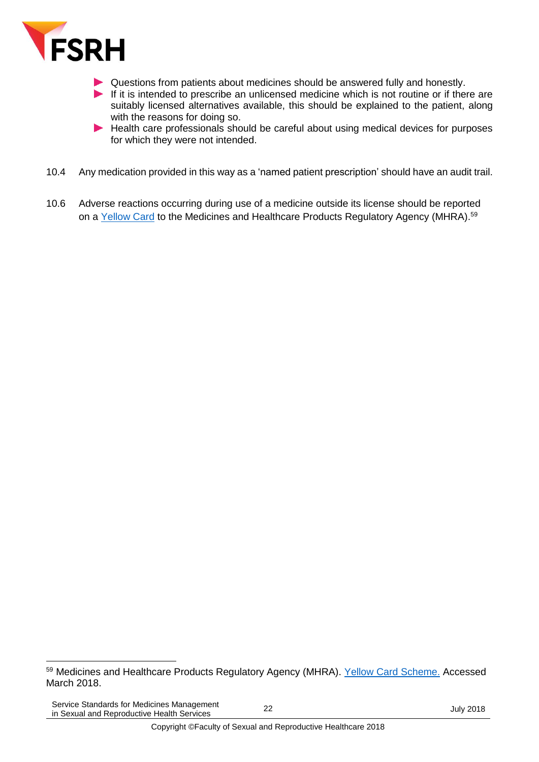- Questions from patients about medicines should be answered fully and honestly.
- If it is intended to prescribe an unlicensed medicine which is not routine or if there are suitably licensed alternatives available, this should be explained to the patient, along with the reasons for doing so.
- Health care professionals should be careful about using medical devices for purposes for which they were not intended.

10.4 Any medication provided in this way as a 'named patient prescription' should have an audit trail.

10.6 Adverse reactions occurring during use of a medicine outside its license should be reported on a Yellow Card to the Medicines and Healthcare Products Regulatory Agency (MHRA).[59]

---

[59] Medicines and Healthcare Products Regulatory Agency (MHRA). Yellow Card Scheme. Accessed March 2018.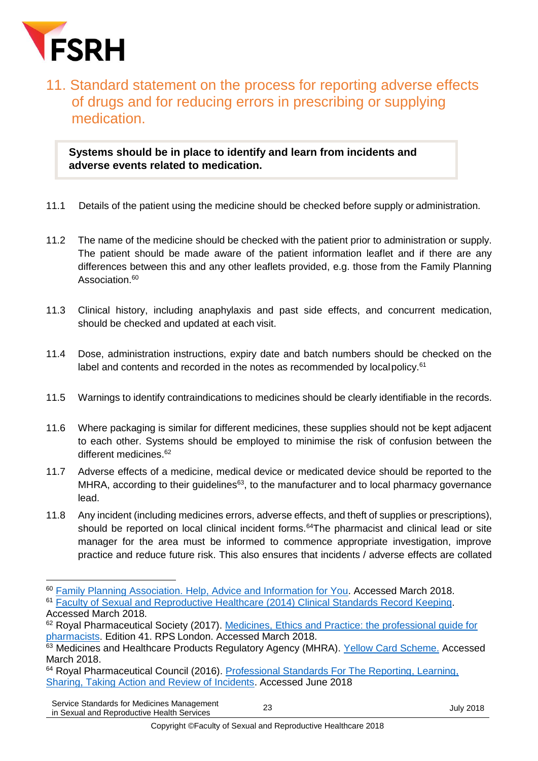# 11. Standard statement on the process for reporting adverse effects of drugs and for reducing errors in prescribing or supplying medication.

> **Systems should be in place to identify and learn from incidents and adverse events related to medication.**

11.1 Details of the patient using the medicine should be checked before supply or administration.

11.2 The name of the medicine should be checked with the patient prior to administration or supply. The patient should be made aware of the patient information leaflet and if there are any differences between this and any other leaflets provided, e.g. those from the Family Planning Association.[60]

11.3 Clinical history, including anaphylaxis and past side effects, and concurrent medication, should be checked and updated at each visit.

11.4 Dose, administration instructions, expiry date and batch numbers should be checked on the label and contents and recorded in the notes as recommended by local policy.[61]

11.5 Warnings to identify contraindications to medicines should be clearly identifiable in the records.

11.6 Where packaging is similar for different medicines, these supplies should not be kept adjacent to each other. Systems should be employed to minimise the risk of confusion between the different medicines.[62]

11.7 Adverse effects of a medicine, medical device or medicated device should be reported to the MHRA, according to their guidelines[63], to the manufacturer and to local pharmacy governance lead.

11.8 Any incident (including medicines errors, adverse effects, and theft of supplies or prescriptions), should be reported on local clinical incident forms.[64] The pharmacist and clinical lead or site manager for the area must be informed to commence appropriate investigation, improve practice and reduce future risk. This also ensures that incidents / adverse effects are collated

---

[60] Family Planning Association. Help, Advice and Information for You. Accessed March 2018.

[61] Faculty of Sexual and Reproductive Healthcare (2014) Clinical Standards Record Keeping. Accessed March 2018.

[62] Royal Pharmaceutical Society (2017). Medicines, Ethics and Practice: the professional guide for pharmacists. Edition 41. RPS London. Accessed March 2018.

[63] Medicines and Healthcare Products Regulatory Agency (MHRA). Yellow Card Scheme. Accessed March 2018.

[64] Royal Pharmaceutical Council (2016). Professional Standards For The Reporting, Learning, Sharing, Taking Action and Review of Incidents. Accessed June 2018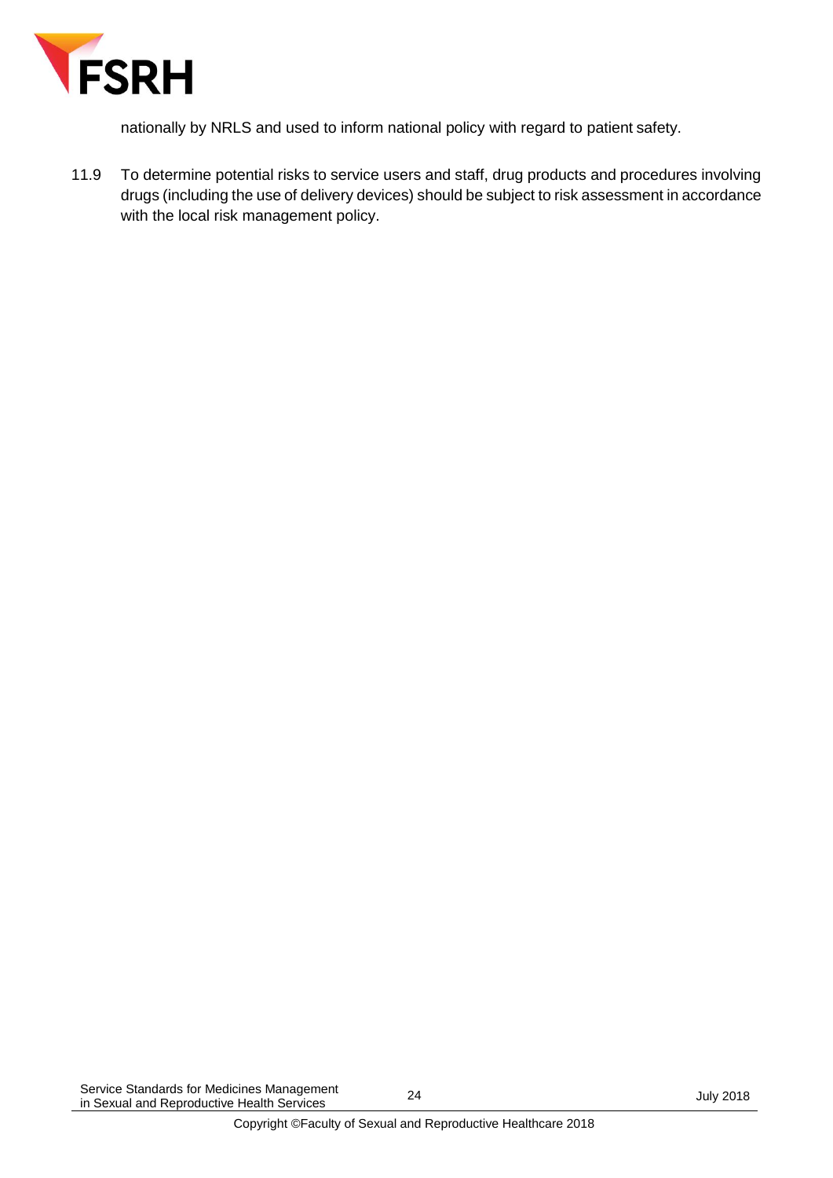nationally by NRLS and used to inform national policy with regard to patient safety.

11.9 To determine potential risks to service users and staff, drug products and procedures involving drugs (including the use of delivery devices) should be subject to risk assessment in accordance with the local risk management policy.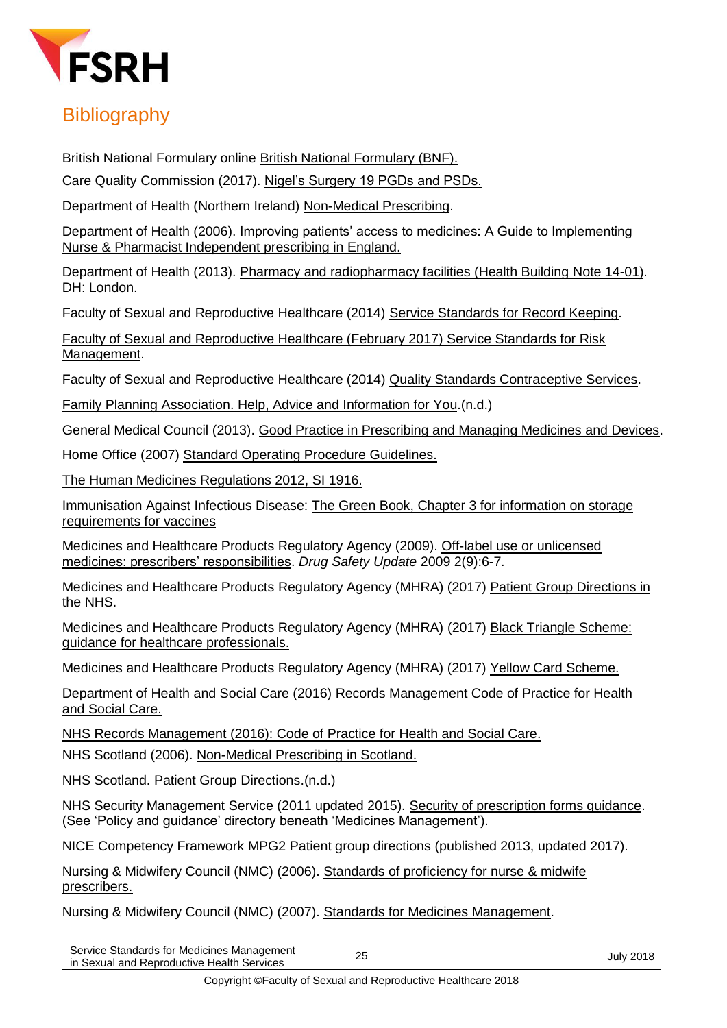## Bibliography

British National Formulary online British National Formulary (BNF).

Care Quality Commission (2017). Nigel's Surgery 19 PGDs and PSDs.

Department of Health (Northern Ireland) Non-Medical Prescribing.

Department of Health (2006). Improving patients' access to medicines: A Guide to Implementing Nurse & Pharmacist Independent prescribing in England.

Department of Health (2013). Pharmacy and radiopharmacy facilities (Health Building Note 14-01). DH: London.

Faculty of Sexual and Reproductive Healthcare (2014) Service Standards for Record Keeping.

Faculty of Sexual and Reproductive Healthcare (February 2017) Service Standards for Risk Management.

Faculty of Sexual and Reproductive Healthcare (2014) Quality Standards Contraceptive Services.

Family Planning Association. Help, Advice and Information for You.(n.d.)

General Medical Council (2013). Good Practice in Prescribing and Managing Medicines and Devices.

Home Office (2007) Standard Operating Procedure Guidelines.

The Human Medicines Regulations 2012, SI 1916.

Immunisation Against Infectious Disease: The Green Book, Chapter 3 for information on storage requirements for vaccines

Medicines and Healthcare Products Regulatory Agency (2009). Off-label use or unlicensed medicines: prescribers' responsibilities. *Drug Safety Update* 2009 2(9):6-7.

Medicines and Healthcare Products Regulatory Agency (MHRA) (2017) Patient Group Directions in the NHS.

Medicines and Healthcare Products Regulatory Agency (MHRA) (2017) Black Triangle Scheme: guidance for healthcare professionals.

Medicines and Healthcare Products Regulatory Agency (MHRA) (2017) Yellow Card Scheme.

Department of Health and Social Care (2016) Records Management Code of Practice for Health and Social Care.

NHS Records Management (2016): Code of Practice for Health and Social Care.

NHS Scotland (2006). Non-Medical Prescribing in Scotland.

NHS Scotland. Patient Group Directions.(n.d.)

NHS Security Management Service (2011 updated 2015). Security of prescription forms guidance. (See 'Policy and guidance' directory beneath 'Medicines Management').

NICE Competency Framework MPG2 Patient group directions (published 2013, updated 2017).

Nursing & Midwifery Council (NMC) (2006). Standards of proficiency for nurse & midwife prescribers.

Nursing & Midwifery Council (NMC) (2007). Standards for Medicines Management.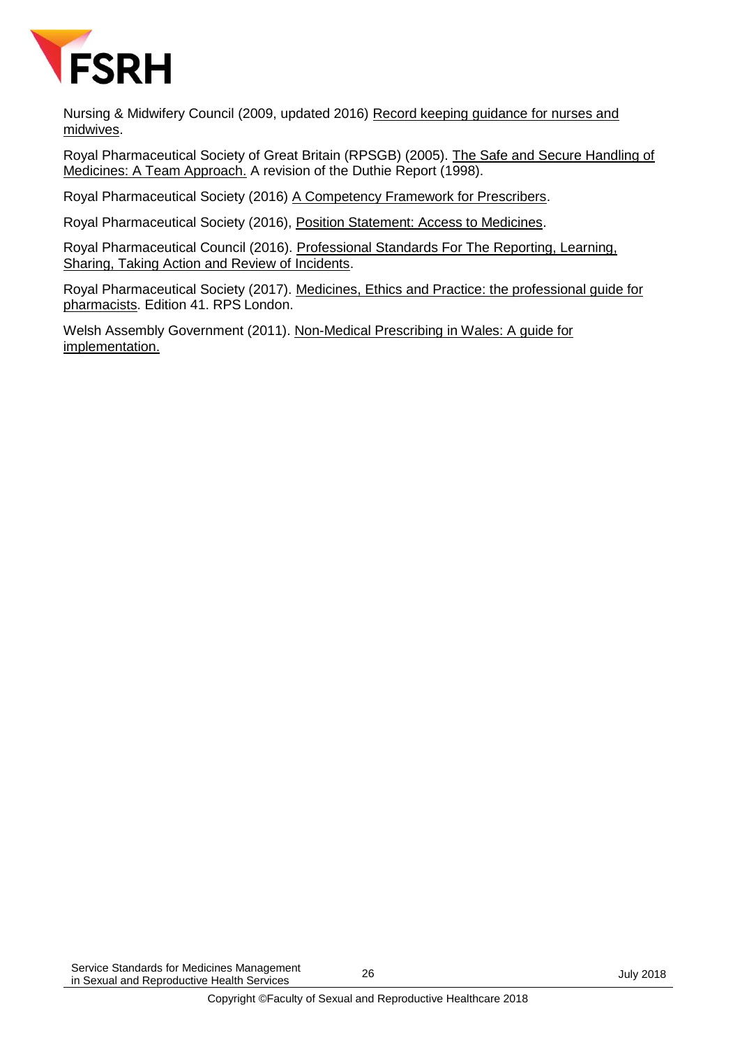Nursing & Midwifery Council (2009, updated 2016) Record keeping guidance for nurses and midwives.

Royal Pharmaceutical Society of Great Britain (RPSGB) (2005). The Safe and Secure Handling of Medicines: A Team Approach. A revision of the Duthie Report (1998).

Royal Pharmaceutical Society (2016) A Competency Framework for Prescribers.

Royal Pharmaceutical Society (2016), Position Statement: Access to Medicines.

Royal Pharmaceutical Council (2016). Professional Standards For The Reporting, Learning, Sharing, Taking Action and Review of Incidents.

Royal Pharmaceutical Society (2017). Medicines, Ethics and Practice: the professional guide for pharmacists. Edition 41. RPS London.

Welsh Assembly Government (2011). Non-Medical Prescribing in Wales: A guide for implementation.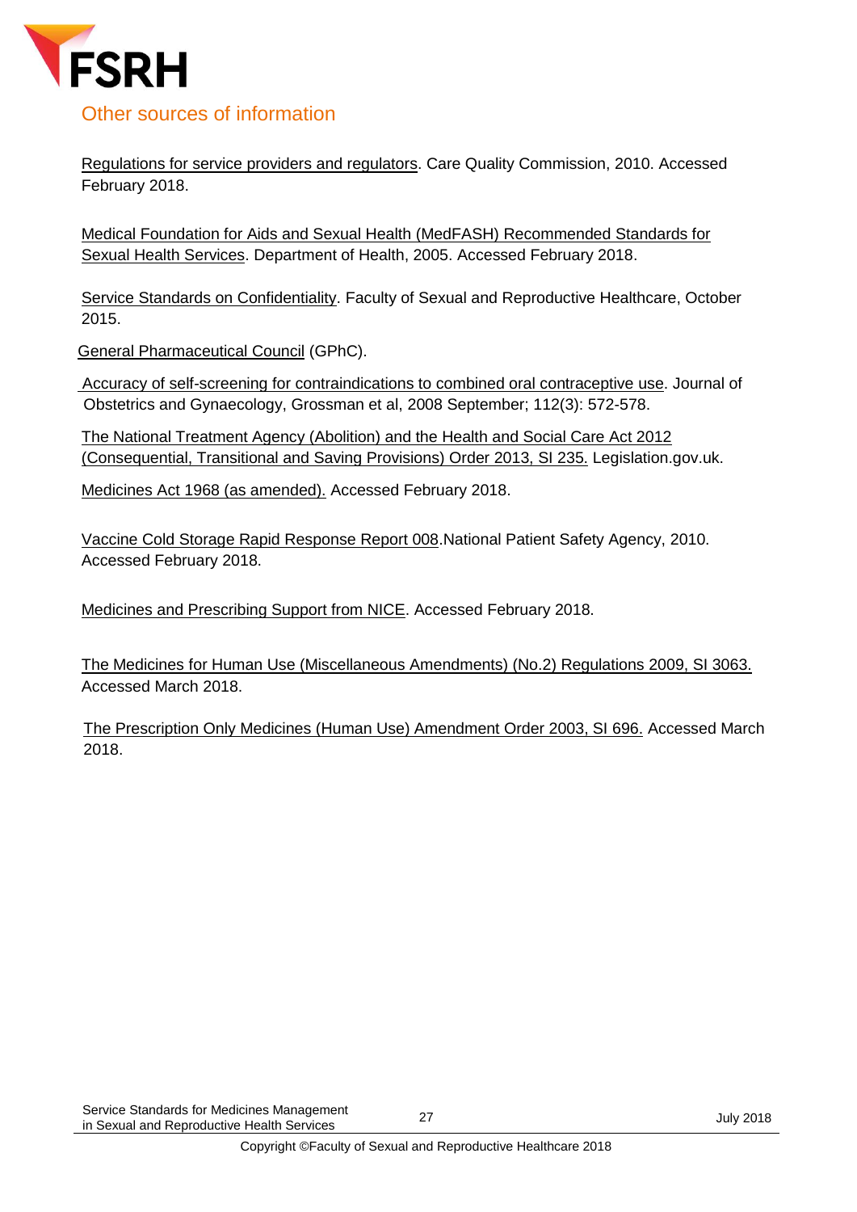## Other sources of information

Regulations for service providers and regulators. Care Quality Commission, 2010. Accessed February 2018.

Medical Foundation for Aids and Sexual Health (MedFASH) Recommended Standards for Sexual Health Services. Department of Health, 2005. Accessed February 2018.

Service Standards on Confidentiality. Faculty of Sexual and Reproductive Healthcare, October 2015.

General Pharmaceutical Council (GPhC).

Accuracy of self-screening for contraindications to combined oral contraceptive use. Journal of Obstetrics and Gynaecology, Grossman et al, 2008 September; 112(3): 572-578.

The National Treatment Agency (Abolition) and the Health and Social Care Act 2012 (Consequential, Transitional and Saving Provisions) Order 2013, SI 235. Legislation.gov.uk.

Medicines Act 1968 (as amended). Accessed February 2018.

Vaccine Cold Storage Rapid Response Report 008.National Patient Safety Agency, 2010. Accessed February 2018.

Medicines and Prescribing Support from NICE. Accessed February 2018.

The Medicines for Human Use (Miscellaneous Amendments) (No.2) Regulations 2009, SI 3063. Accessed March 2018.

The Prescription Only Medicines (Human Use) Amendment Order 2003, SI 696. Accessed March 2018.